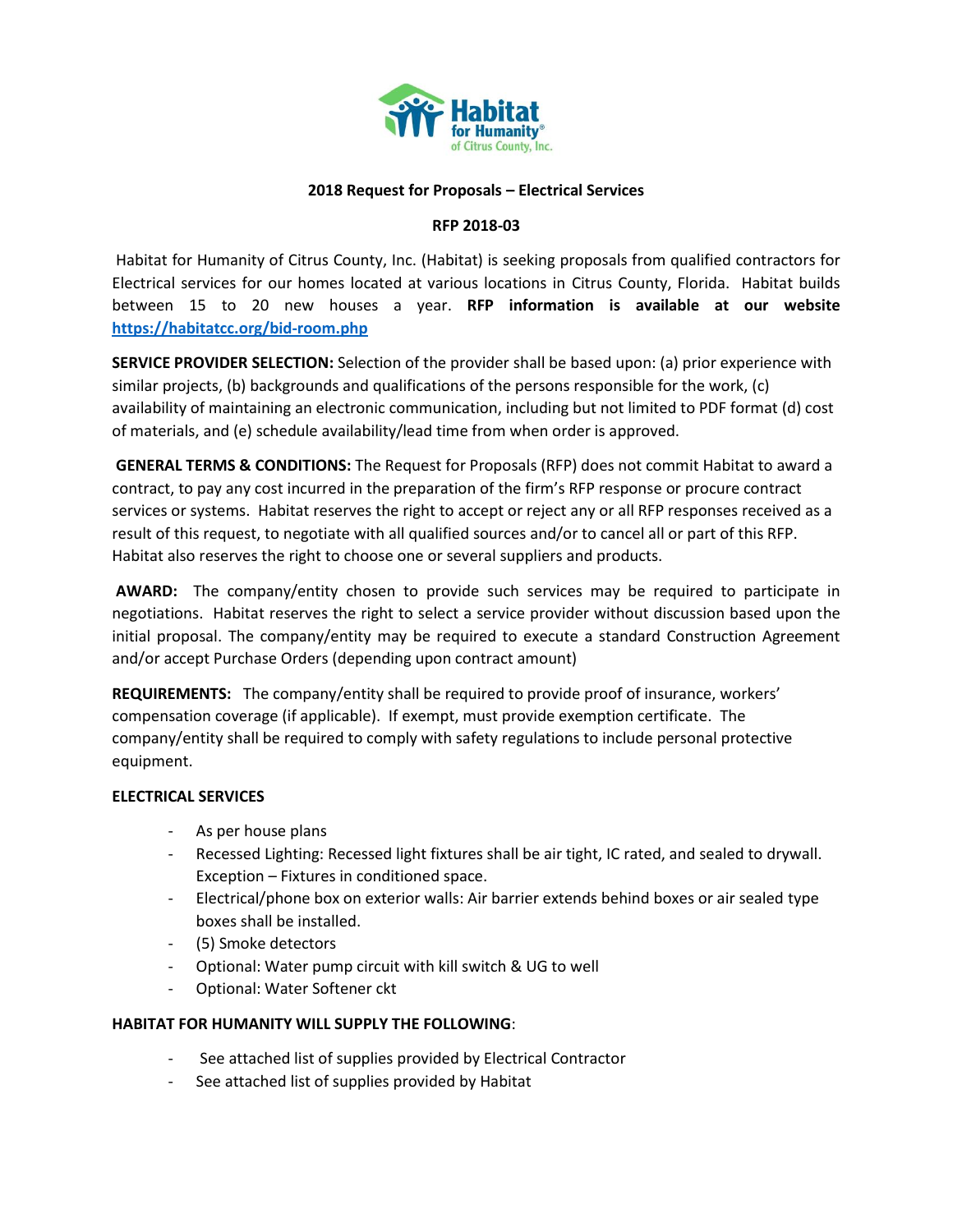Habitat for Humanity® of Citrus County, Inc.

**2018 Request for Proposals – Electrical Services**

**RFP 2018-03**

Habitat for Humanity of Citrus County, Inc. (Habitat) is seeking proposals from qualified contractors for Electrical services for our homes located at various locations in Citrus County, Florida. Habitat builds between 15 to 20 new houses a year. **RFP information is available at our website [https://habitatcc.org/bid-room.php](https://habitatcc.org/bid-room.php)**

**SERVICE PROVIDER SELECTION:** Selection of the provider shall be based upon: (a) prior experience with similar projects, (b) backgrounds and qualifications of the persons responsible for the work, (c) availability of maintaining an electronic communication, including but not limited to PDF format (d) cost of materials, and (e) schedule availability/lead time from when order is approved.

**GENERAL TERMS & CONDITIONS:** The Request for Proposals (RFP) does not commit Habitat to award a contract, to pay any cost incurred in the preparation of the firm's RFP response or procure contract services or systems. Habitat reserves the right to accept or reject any or all RFP responses received as a result of this request, to negotiate with all qualified sources and/or to cancel all or part of this RFP. Habitat also reserves the right to choose one or several suppliers and products.

**AWARD:** The company/entity chosen to provide such services may be required to participate in negotiations. Habitat reserves the right to select a service provider without discussion based upon the initial proposal. The company/entity may be required to execute a standard Construction Agreement and/or accept Purchase Orders (depending upon contract amount)

**REQUIREMENTS:** The company/entity shall be required to provide proof of insurance, workers' compensation coverage (if applicable). If exempt, must provide exemption certificate. The company/entity shall be required to comply with safety regulations to include personal protective equipment.

**ELECTRICAL SERVICES**

- As per house plans
- Recessed Lighting: Recessed light fixtures shall be air tight, IC rated, and sealed to drywall. Exception – Fixtures in conditioned space.
- Electrical/phone box on exterior walls: Air barrier extends behind boxes or air sealed type boxes shall be installed.
- (5) Smoke detectors
- Optional: Water pump circuit with kill switch & UG to well
- Optional: Water Softener ckt

**HABITAT FOR HUMANITY WILL SUPPLY THE FOLLOWING**:

- See attached list of supplies provided by Electrical Contractor
- See attached list of supplies provided by Habitat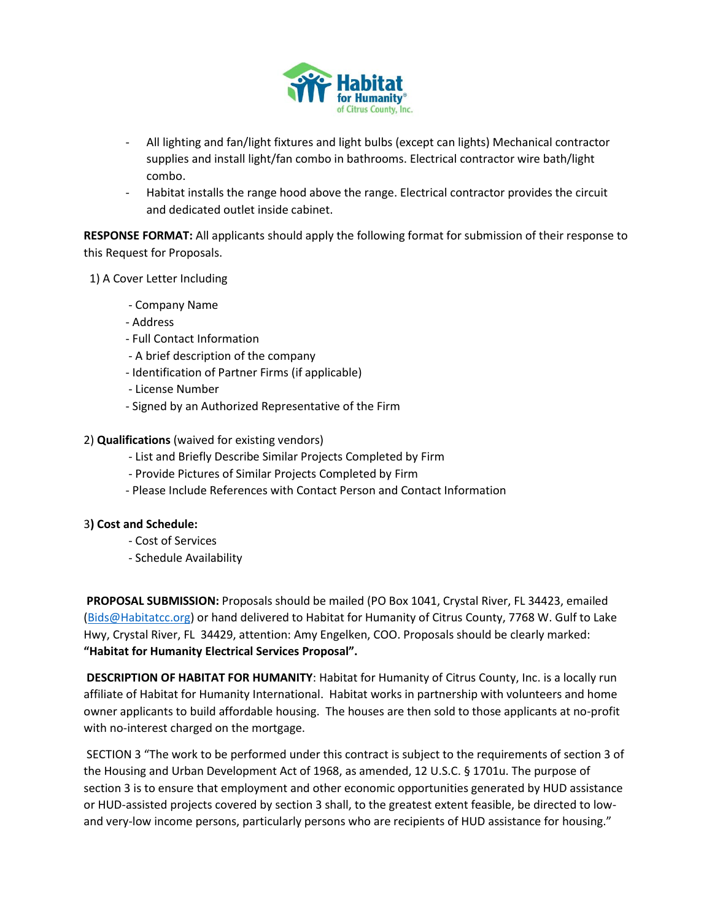- All lighting and fan/light fixtures and light bulbs (except can lights) Mechanical contractor supplies and install light/fan combo in bathrooms. Electrical contractor wire bath/light combo.
- Habitat installs the range hood above the range. Electrical contractor provides the circuit and dedicated outlet inside cabinet.

**RESPONSE FORMAT:** All applicants should apply the following format for submission of their response to this Request for Proposals.

1) A Cover Letter Including

   - Company Name
   - Address
   - Full Contact Information
   - A brief description of the company
   - Identification of Partner Firms (if applicable)
   - License Number
   - Signed by an Authorized Representative of the Firm

2) **Qualifications** (waived for existing vendors)

   - List and Briefly Describe Similar Projects Completed by Firm
   - Provide Pictures of Similar Projects Completed by Firm
   - Please Include References with Contact Person and Contact Information

3**) Cost and Schedule:**

   - Cost of Services
   - Schedule Availability

**PROPOSAL SUBMISSION:** Proposals should be mailed (PO Box 1041, Crystal River, FL 34423, emailed (Bids@Habitatcc.org) or hand delivered to Habitat for Humanity of Citrus County, 7768 W. Gulf to Lake Hwy, Crystal River, FL 34429, attention: Amy Engelken, COO. Proposals should be clearly marked: **"Habitat for Humanity Electrical Services Proposal".**

**DESCRIPTION OF HABITAT FOR HUMANITY**: Habitat for Humanity of Citrus County, Inc. is a locally run affiliate of Habitat for Humanity International. Habitat works in partnership with volunteers and home owner applicants to build affordable housing. The houses are then sold to those applicants at no-profit with no-interest charged on the mortgage.

SECTION 3 "The work to be performed under this contract is subject to the requirements of section 3 of the Housing and Urban Development Act of 1968, as amended, 12 U.S.C. § 1701u. The purpose of section 3 is to ensure that employment and other economic opportunities generated by HUD assistance or HUD-assisted projects covered by section 3 shall, to the greatest extent feasible, be directed to low- and very-low income persons, particularly persons who are recipients of HUD assistance for housing."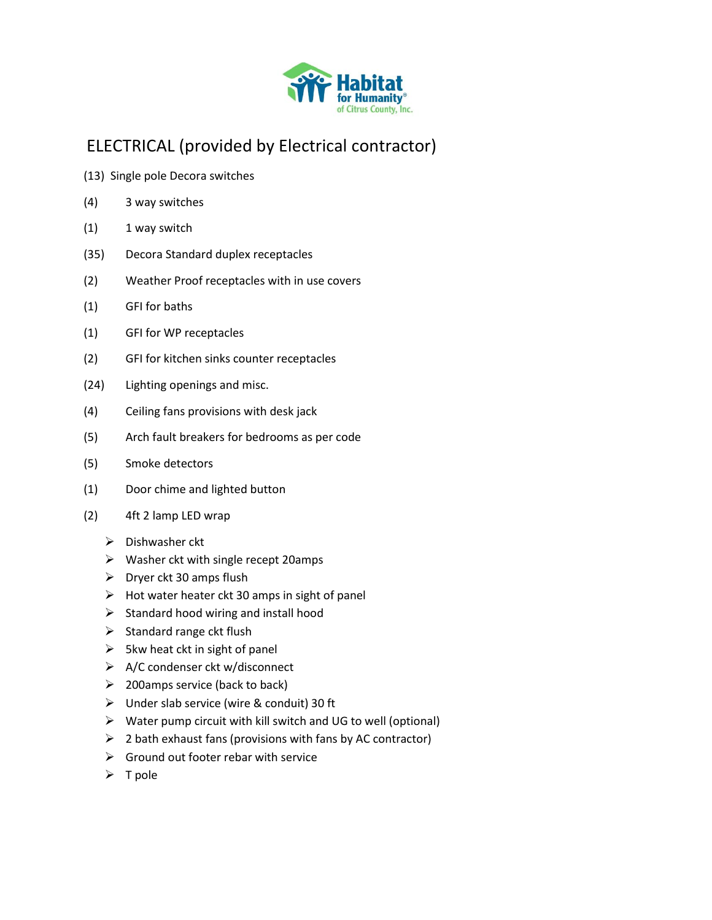Habitat for Humanity® of Citrus County, Inc.

## ELECTRICAL (provided by Electrical contractor)

(13) Single pole Decora switches

(4) 3 way switches

(1) 1 way switch

(35) Decora Standard duplex receptacles

(2) Weather Proof receptacles with in use covers

(1) GFI for baths

(1) GFI for WP receptacles

(2) GFI for kitchen sinks counter receptacles

(24) Lighting openings and misc.

(4) Ceiling fans provisions with desk jack

(5) Arch fault breakers for bedrooms as per code

(5) Smoke detectors

(1) Door chime and lighted button

(2) 4ft 2 lamp LED wrap

- Dishwasher ckt
- Washer ckt with single recept 20amps
- Dryer ckt 30 amps flush
- Hot water heater ckt 30 amps in sight of panel
- Standard hood wiring and install hood
- Standard range ckt flush
- 5kw heat ckt in sight of panel
- A/C condenser ckt w/disconnect
- 200amps service (back to back)
- Under slab service (wire & conduit) 30 ft
- Water pump circuit with kill switch and UG to well (optional)
- 2 bath exhaust fans (provisions with fans by AC contractor)
- Ground out footer rebar with service
- T pole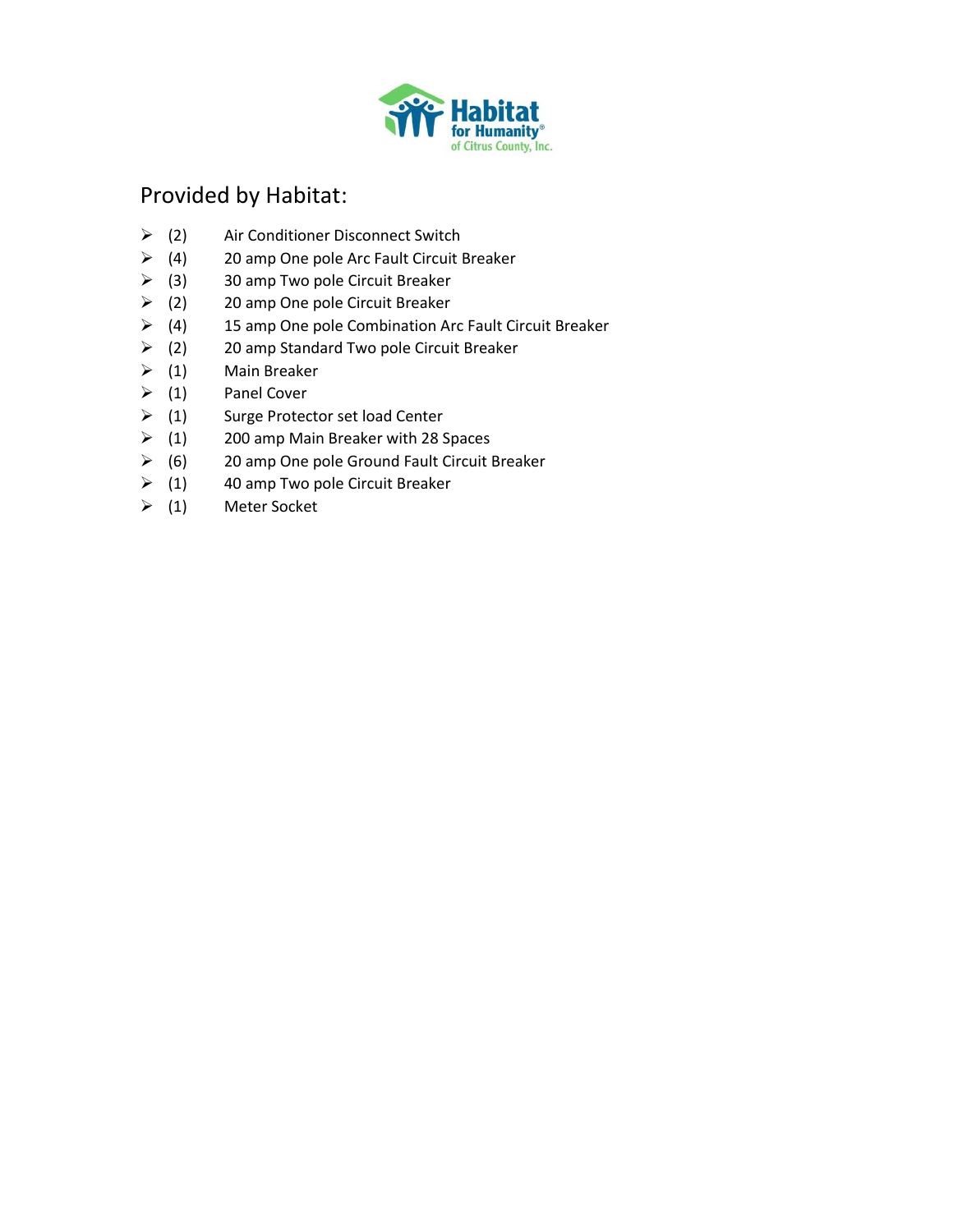Habitat for Humanity of Citrus County, Inc.

## Provided by Habitat:

- (2) Air Conditioner Disconnect Switch
- (4) 20 amp One pole Arc Fault Circuit Breaker
- (3) 30 amp Two pole Circuit Breaker
- (2) 20 amp One pole Circuit Breaker
- (4) 15 amp One pole Combination Arc Fault Circuit Breaker
- (2) 20 amp Standard Two pole Circuit Breaker
- (1) Main Breaker
- (1) Panel Cover
- (1) Surge Protector set load Center
- (1) 200 amp Main Breaker with 28 Spaces
- (6) 20 amp One pole Ground Fault Circuit Breaker
- (1) 40 amp Two pole Circuit Breaker
- (1) Meter Socket